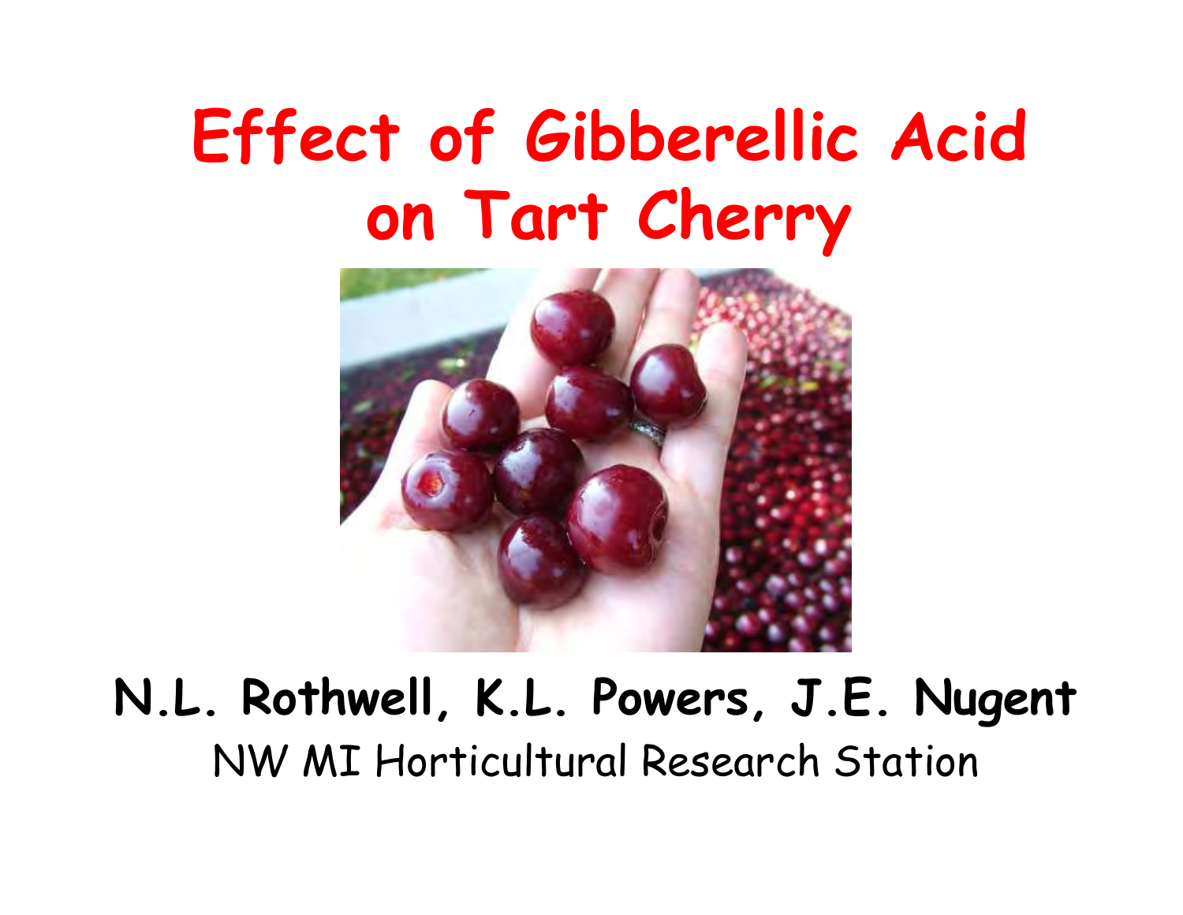# Effect of Gibberellic Acid on Tart Cherry

**N.L. Rothwell, K.L. Powers, J.E. Nugent**

NW MI Horticultural Research Station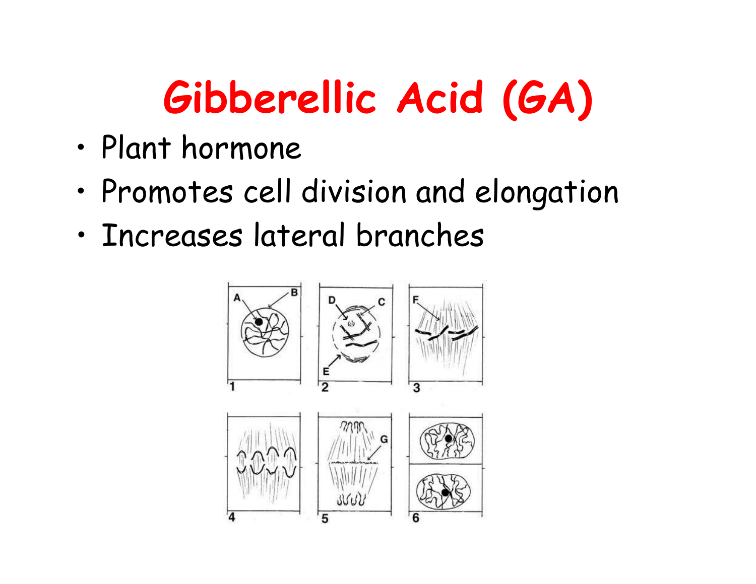# Gibberellic Acid (GA)

- Plant hormone
- Promotes cell division and elongation
- Increases lateral branches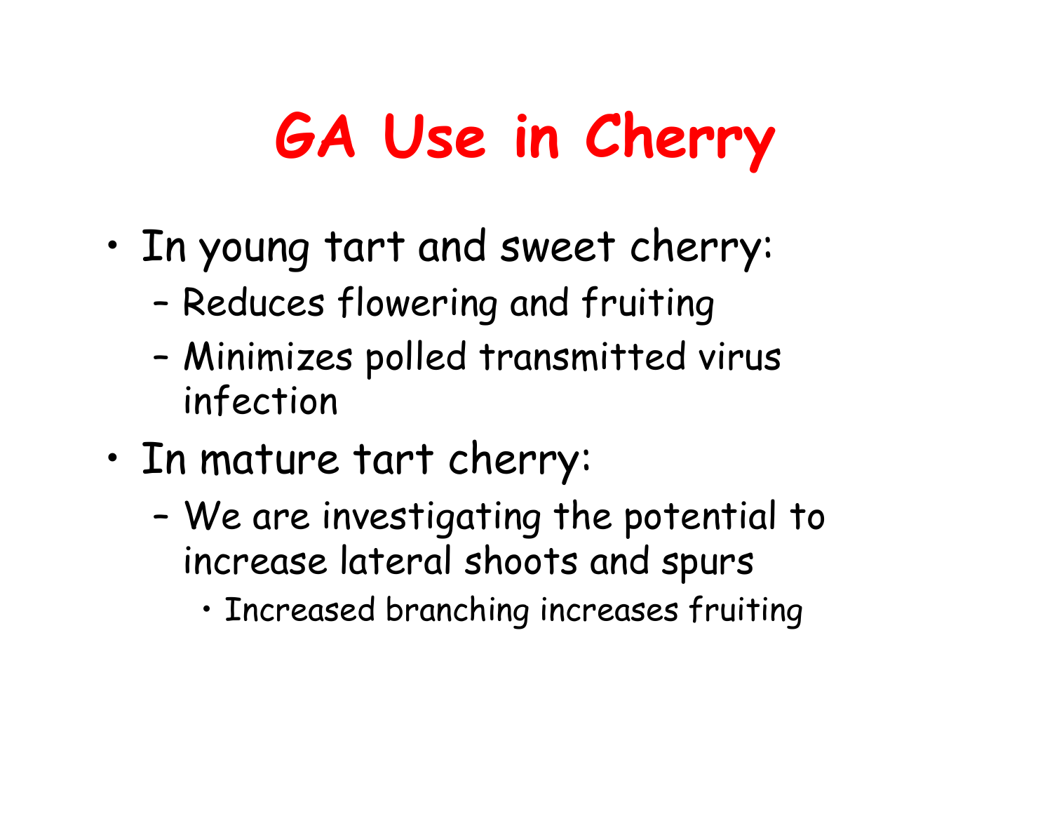# GA Use in Cherry

- In young tart and sweet cherry:
  - Reduces flowering and fruiting
  - Minimizes polled transmitted virus infection
- In mature tart cherry:
  - We are investigating the potential to increase lateral shoots and spurs
    - Increased branching increases fruiting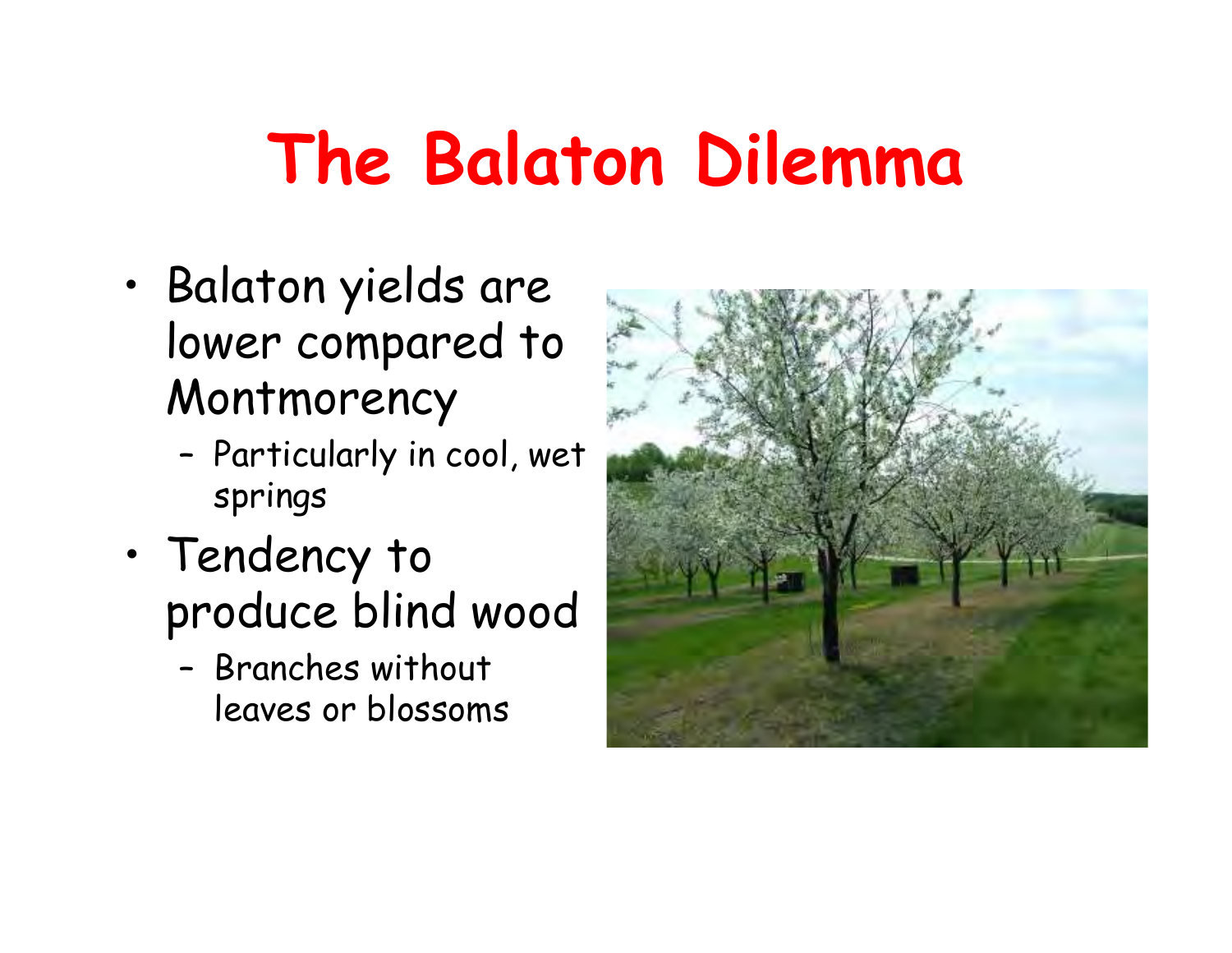# The Balaton Dilemma

- Balaton yields are lower compared to Montmorency
  - Particularly in cool, wet springs
- Tendency to produce blind wood
  - Branches without leaves or blossoms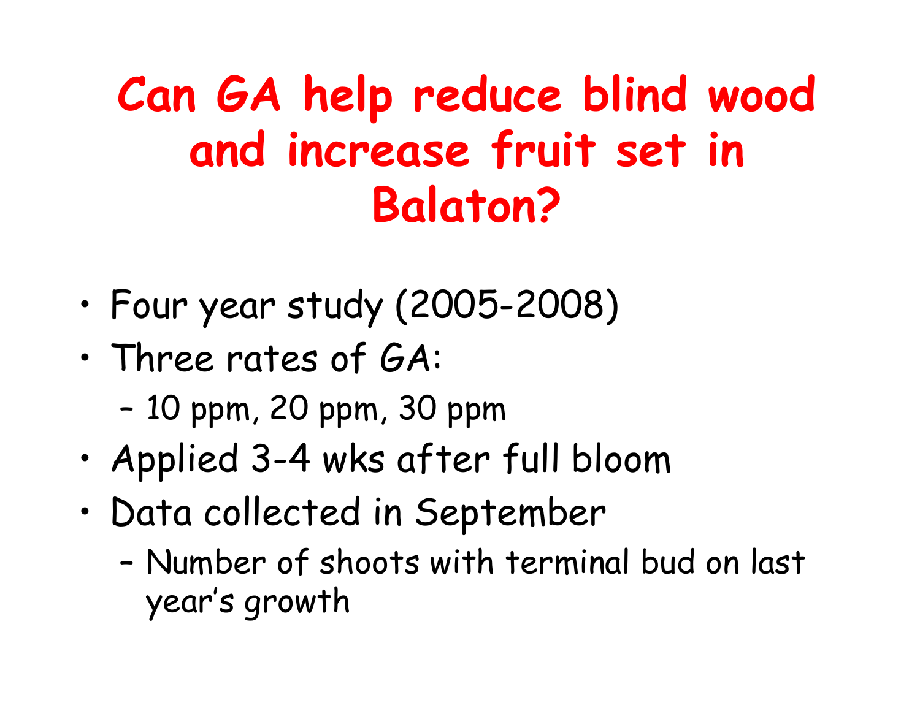# Can GA help reduce blind wood and increase fruit set in Balaton?

- Four year study (2005-2008)
- Three rates of GA:
  - 10 ppm, 20 ppm, 30 ppm
- Applied 3-4 wks after full bloom
- Data collected in September
  - Number of shoots with terminal bud on last year's growth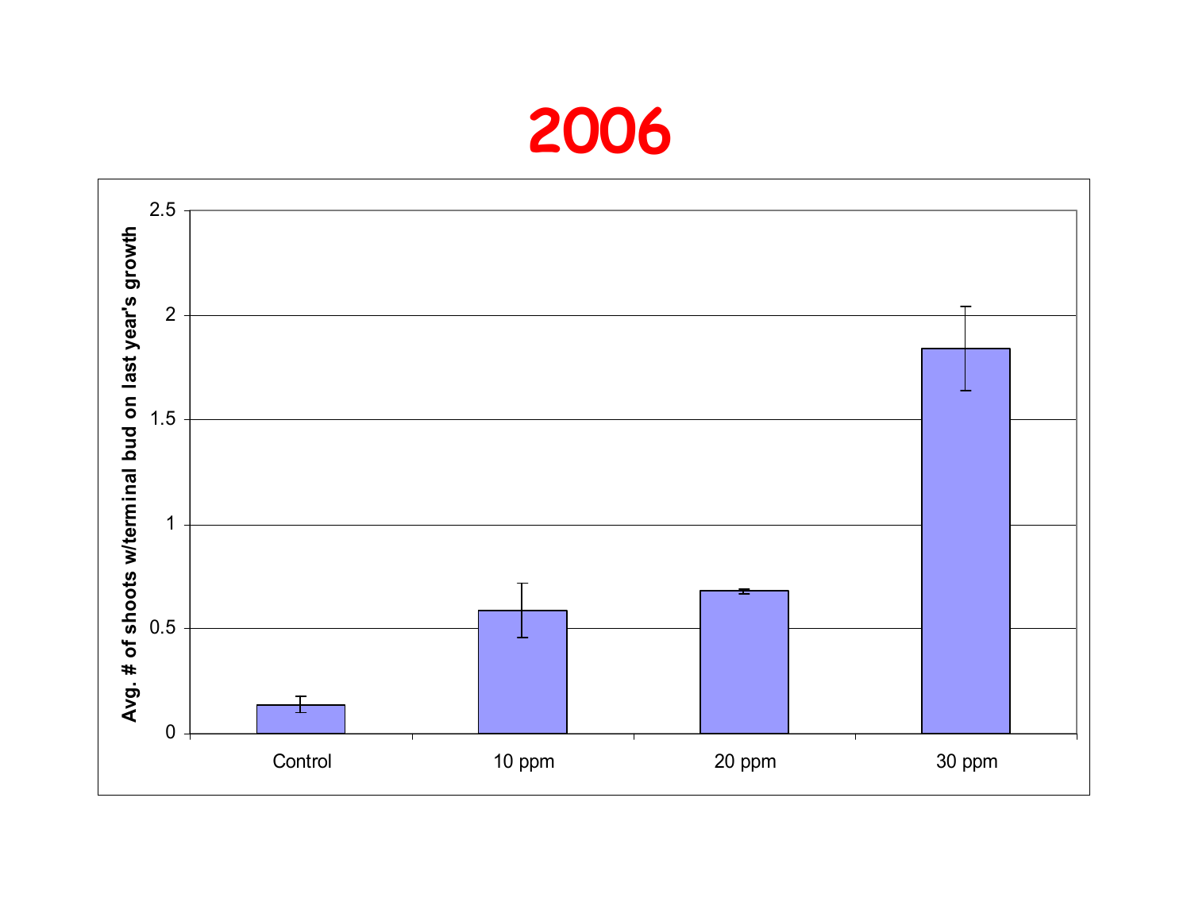# 2006

Avg. # of shoots w/terminal bud on last year's growth

| | Control | 10 ppm | 20 ppm | 30 ppm |
|---|---|---|---|---|

2.5
2
1.5
1
0.5
0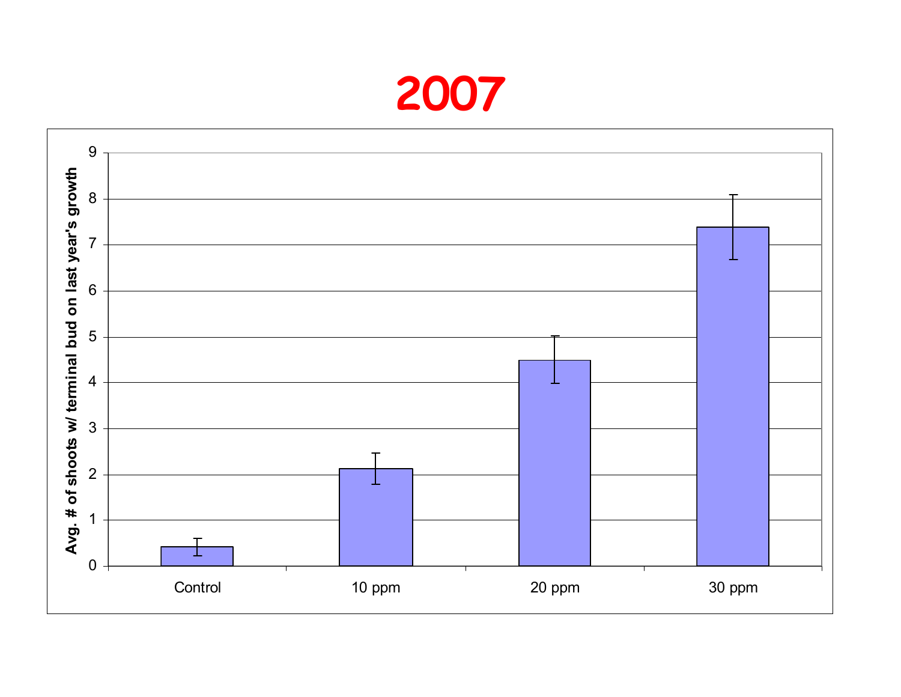# 2007

Avg. # of shoots w/ terminal bud on last year's growth

| Treatment | Avg. # of shoots w/ terminal bud on last year's growth |
|---|---|
| Control | ~0.4 |
| 10 ppm | ~2.1 |
| 20 ppm | ~4.5 |
| 30 ppm | ~7.4 |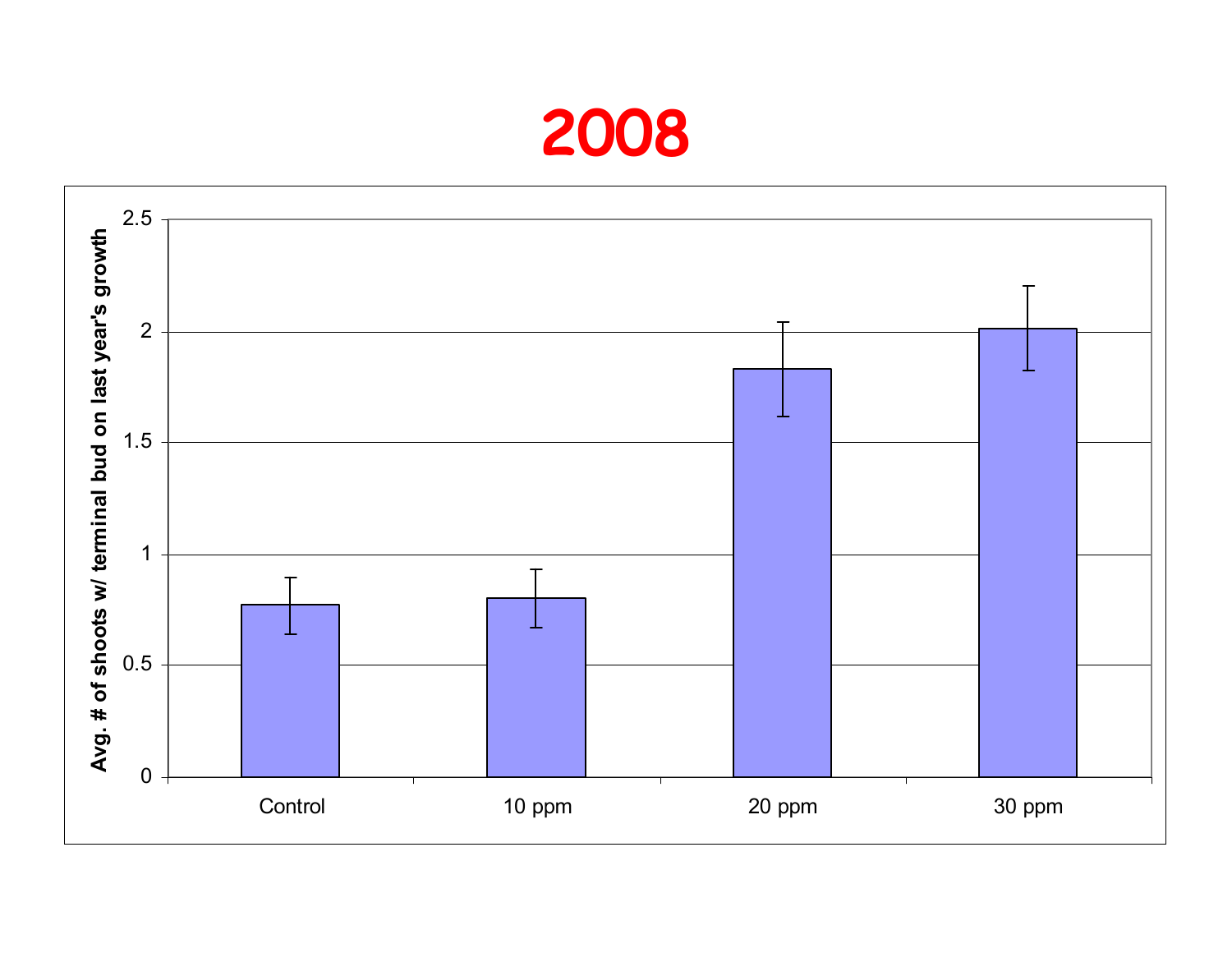# 2008

Avg. # of shoots w/ terminal bud on last year's growth

2.5
2
1.5
1
0.5
0

Control 10 ppm 20 ppm 30 ppm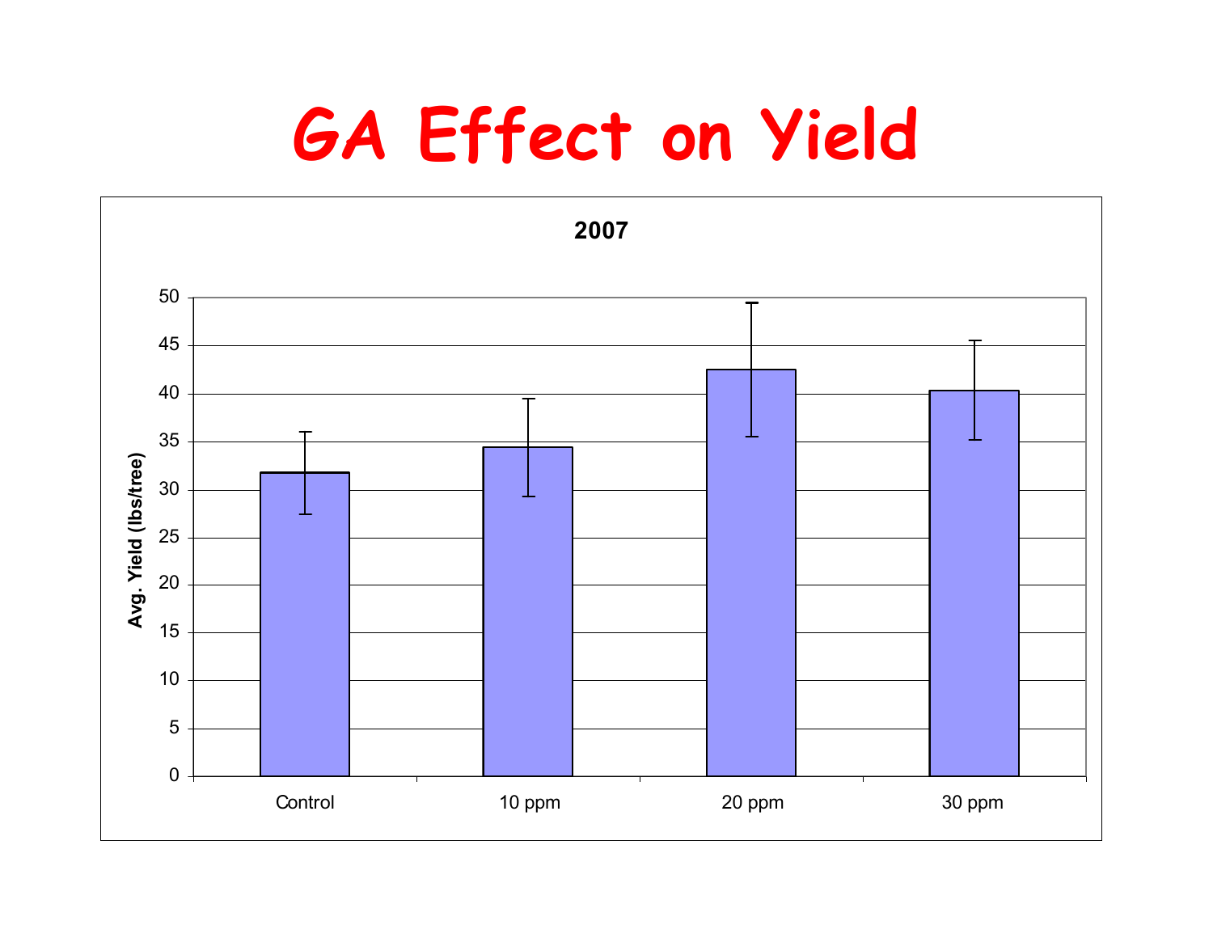# GA Effect on Yield

**2007**

Avg. Yield (lbs/tree)

Control | 10 ppm | 20 ppm | 30 ppm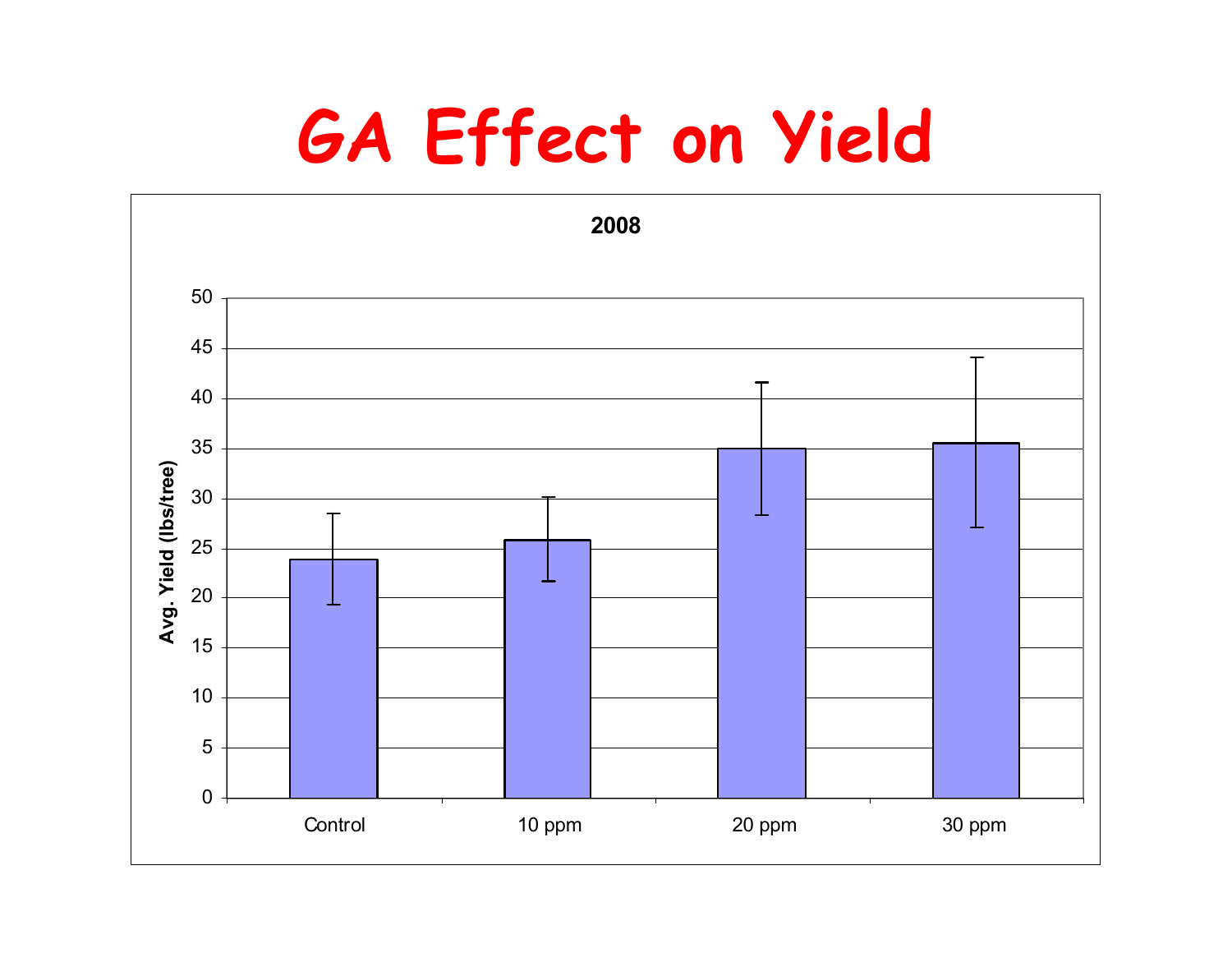# GA Effect on Yield

**2008**

Avg. Yield (lbs/tree)

Control, 10 ppm, 20 ppm, 30 ppm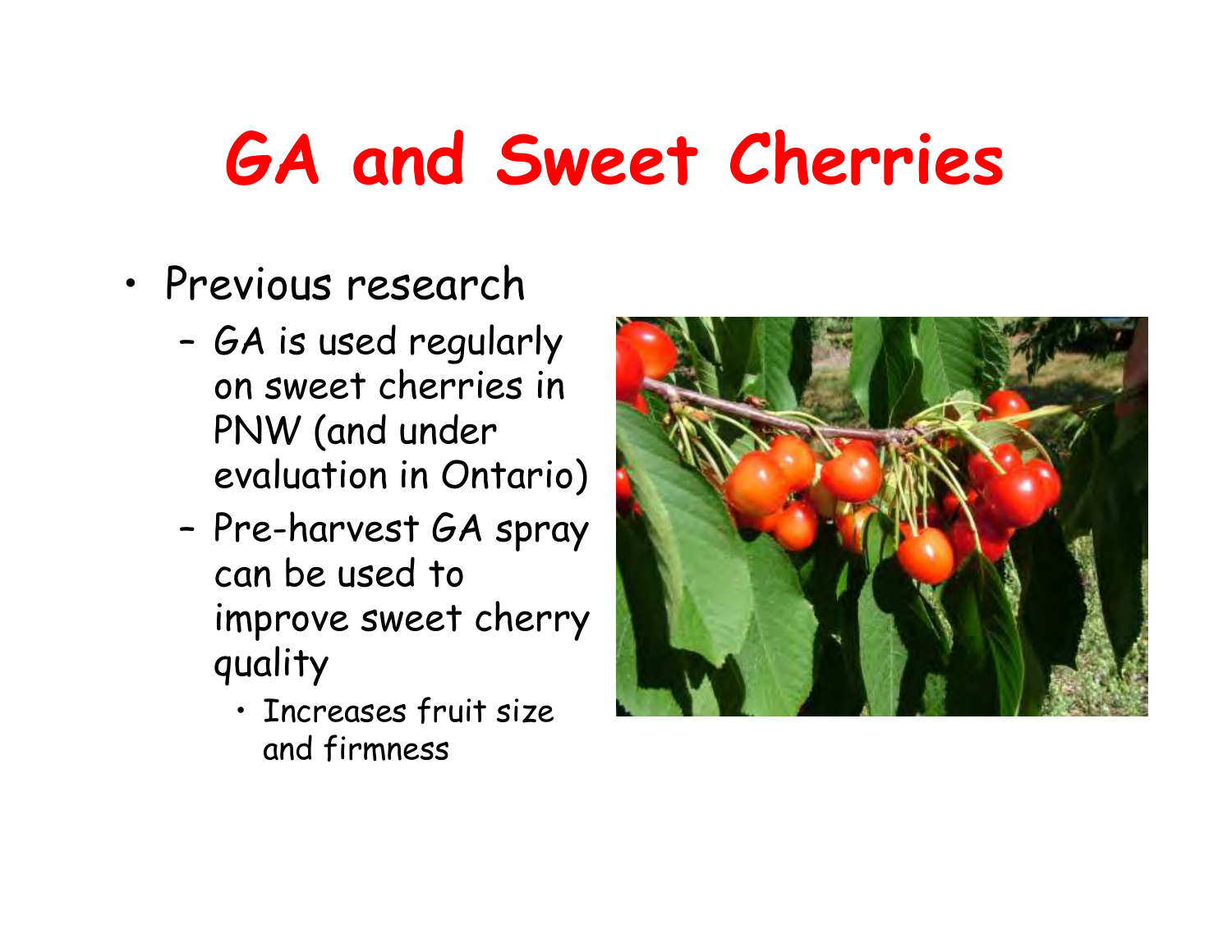# GA and Sweet Cherries

- Previous research
  - GA is used regularly on sweet cherries in PNW (and under evaluation in Ontario)
  - Pre-harvest GA spray can be used to improve sweet cherry quality
    - Increases fruit size and firmness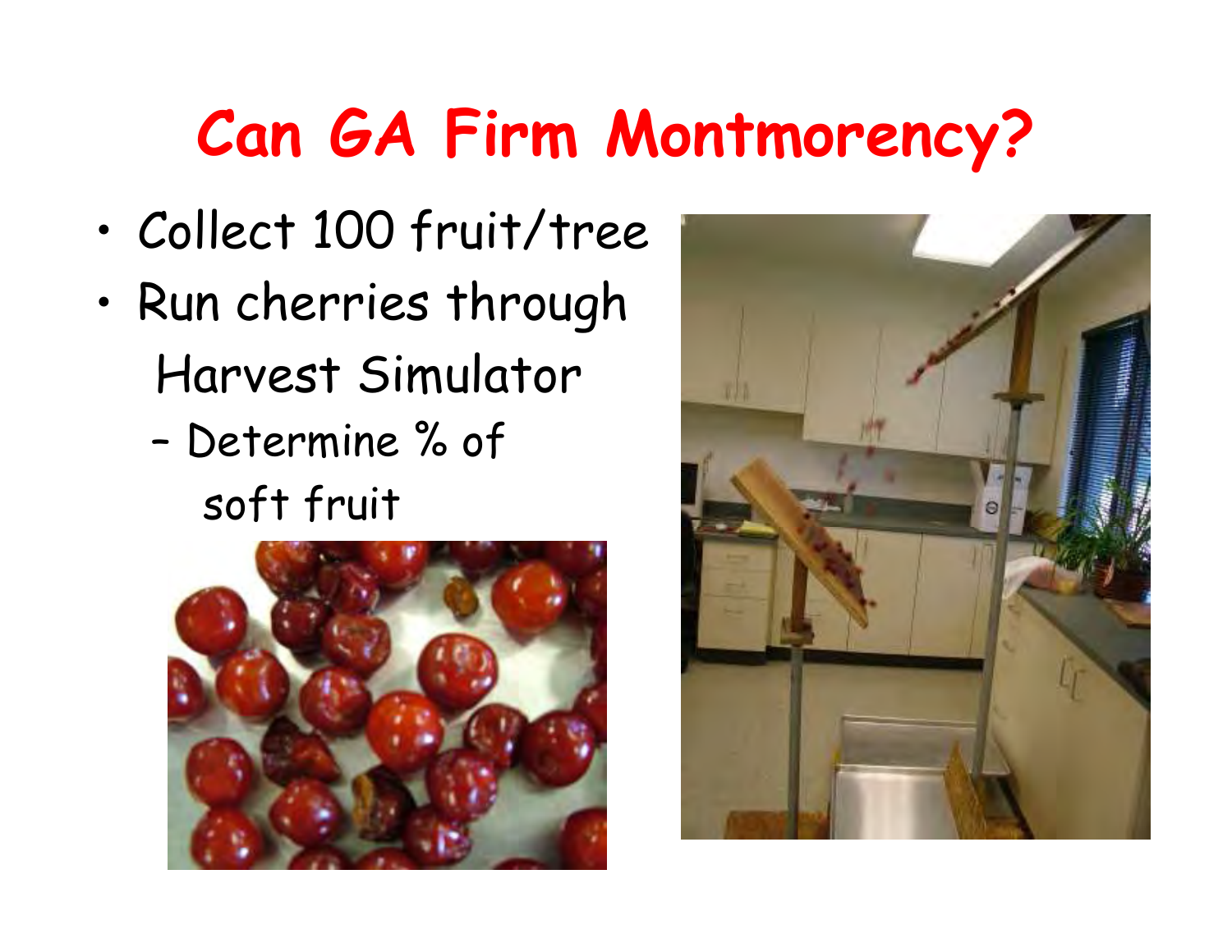# Can GA Firm Montmorency?

- Collect 100 fruit/tree
- Run cherries through Harvest Simulator
  - Determine % of soft fruit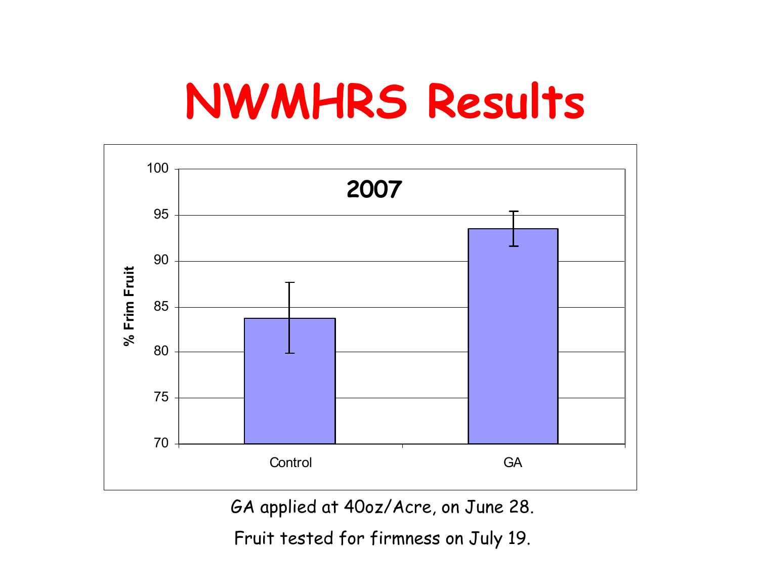# NWMHRS Results

2007

| | % Frim Fruit |
|---|---|
| Control | ~83.7 |
| GA | ~93.5 |

GA applied at 40oz/Acre, on June 28.

Fruit tested for firmness on July 19.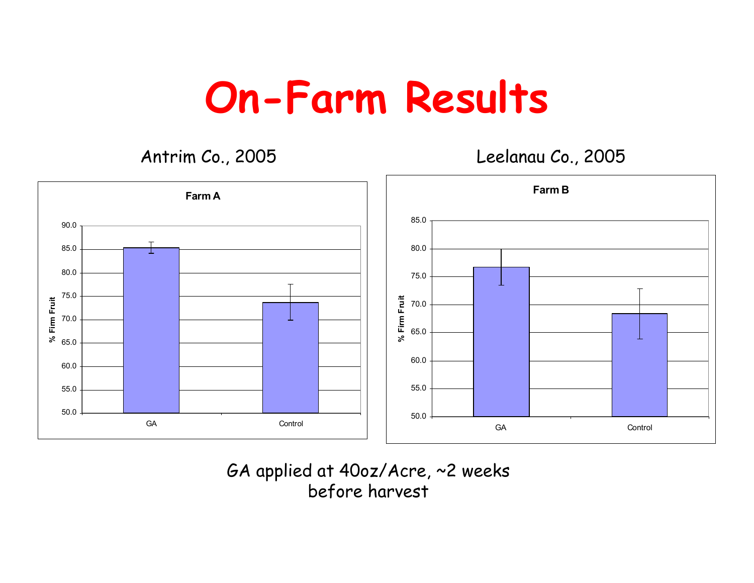# On-Farm Results

Antrim Co., 2005

**Farm A**

Leelanau Co., 2005

**Farm B**

GA applied at 40oz/Acre, ~2 weeks before harvest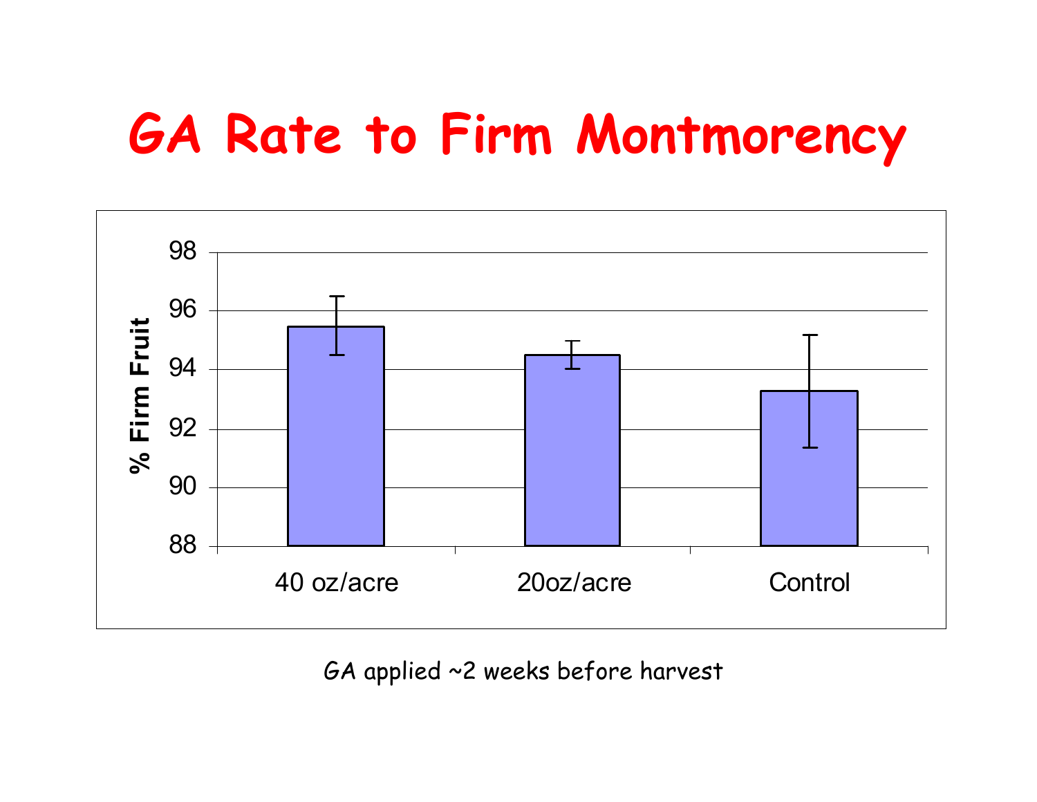# GA Rate to Firm Montmorency

GA applied ~2 weeks before harvest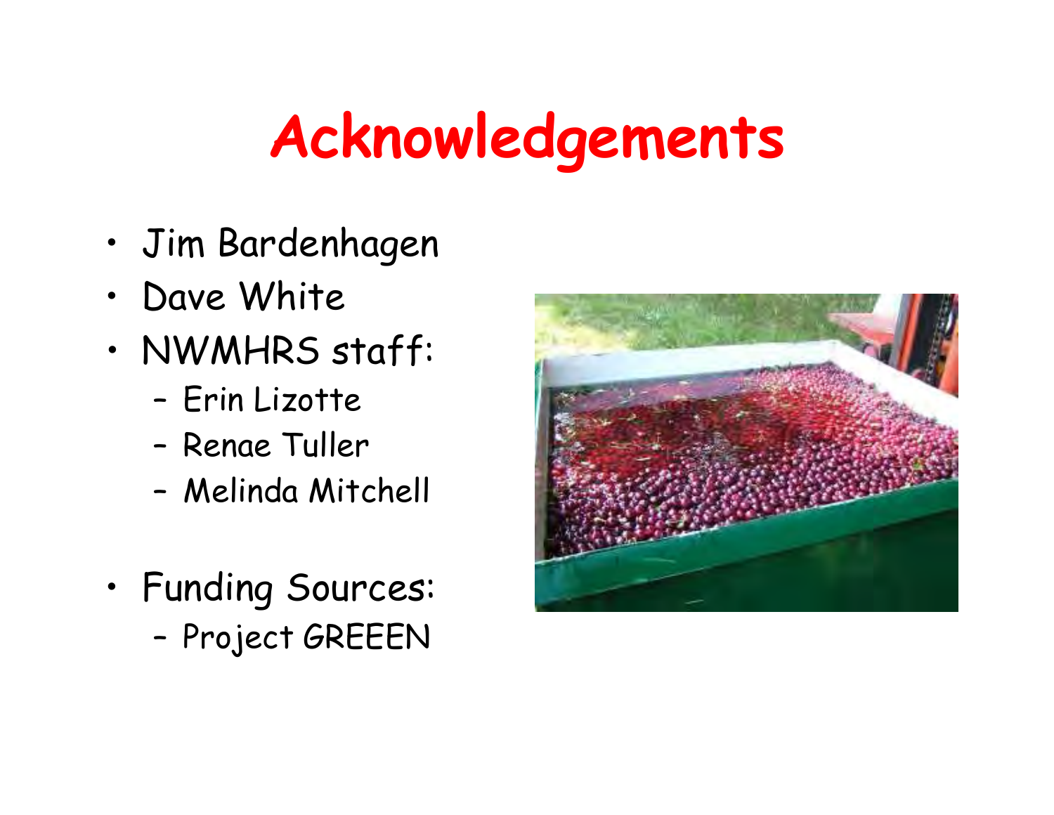# Acknowledgements

- Jim Bardenhagen
- Dave White
- NWMHRS staff:
  - Erin Lizotte
  - Renae Tuller
  - Melinda Mitchell

- Funding Sources:
  - Project GREEEN